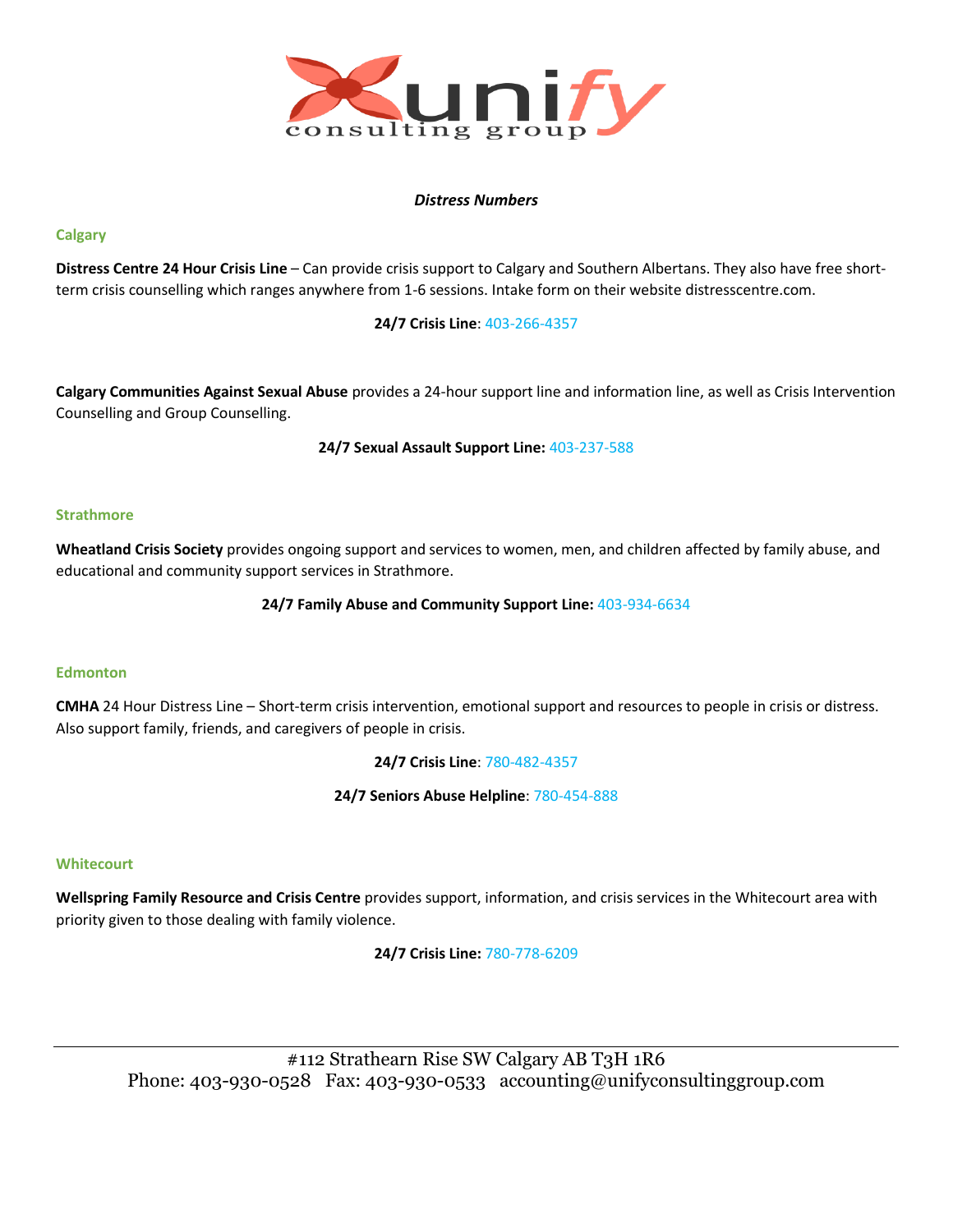*Distress Numbers*

## Calgary

**Distress Centre 24 Hour Crisis Line** – Can provide crisis support to Calgary and Southern Albertans. They also have free short-term crisis counselling which ranges anywhere from 1-6 sessions. Intake form on their website distresscentre.com.

**24/7 Crisis Line**: 403-266-4357

**Calgary Communities Against Sexual Abuse** provides a 24-hour support line and information line, as well as Crisis Intervention Counselling and Group Counselling.

**24/7 Sexual Assault Support Line:** 403-237-588

## Strathmore

**Wheatland Crisis Society** provides ongoing support and services to women, men, and children affected by family abuse, and educational and community support services in Strathmore.

**24/7 Family Abuse and Community Support Line:** 403-934-6634

## Edmonton

**CMHA** 24 Hour Distress Line – Short-term crisis intervention, emotional support and resources to people in crisis or distress. Also support family, friends, and caregivers of people in crisis.

**24/7 Crisis Line**: 780-482-4357

**24/7 Seniors Abuse Helpline**: 780-454-888

## Whitecourt

**Wellspring Family Resource and Crisis Centre** provides support, information, and crisis services in the Whitecourt area with priority given to those dealing with family violence.

**24/7 Crisis Line:** 780-778-6209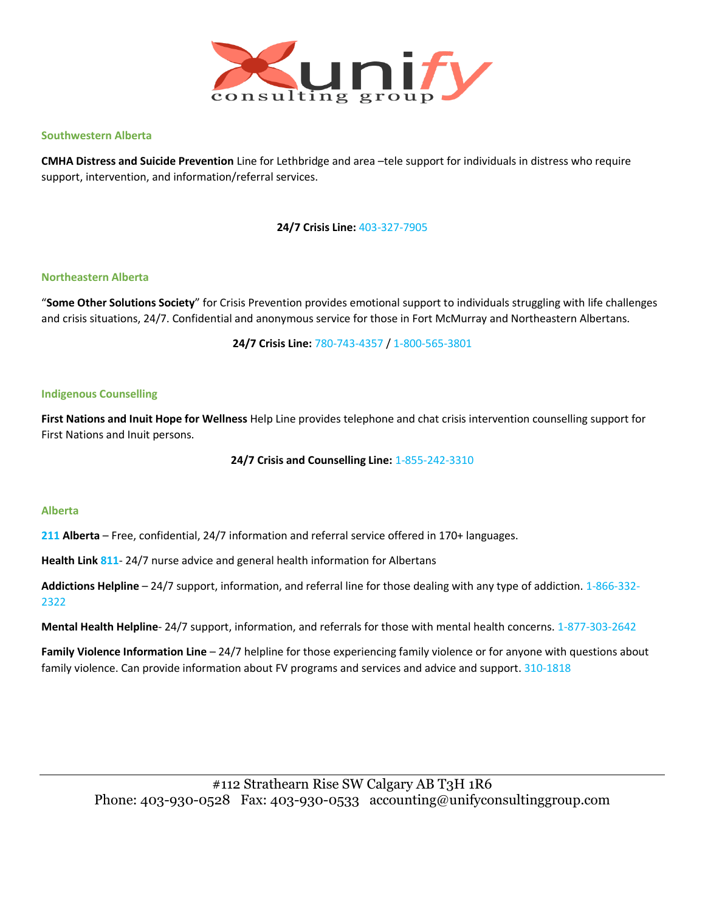## Southwestern Alberta

**CMHA Distress and Suicide Prevention** Line for Lethbridge and area –tele support for individuals in distress who require support, intervention, and information/referral services.

**24/7 Crisis Line:** 403-327-7905

## Northeastern Alberta

"**Some Other Solutions Society**" for Crisis Prevention provides emotional support to individuals struggling with life challenges and crisis situations, 24/7. Confidential and anonymous service for those in Fort McMurray and Northeastern Albertans.

**24/7 Crisis Line:** 780-743-4357 / 1-800-565-3801

## Indigenous Counselling

**First Nations and Inuit Hope for Wellness** Help Line provides telephone and chat crisis intervention counselling support for First Nations and Inuit persons.

**24/7 Crisis and Counselling Line:** 1-855-242-3310

## Alberta

**211 Alberta** – Free, confidential, 24/7 information and referral service offered in 170+ languages.

**Health Link 811**- 24/7 nurse advice and general health information for Albertans

**Addictions Helpline** – 24/7 support, information, and referral line for those dealing with any type of addiction. 1-866-332-2322

**Mental Health Helpline**- 24/7 support, information, and referrals for those with mental health concerns. 1-877-303-2642

**Family Violence Information Line** – 24/7 helpline for those experiencing family violence or for anyone with questions about family violence. Can provide information about FV programs and services and advice and support. 310-1818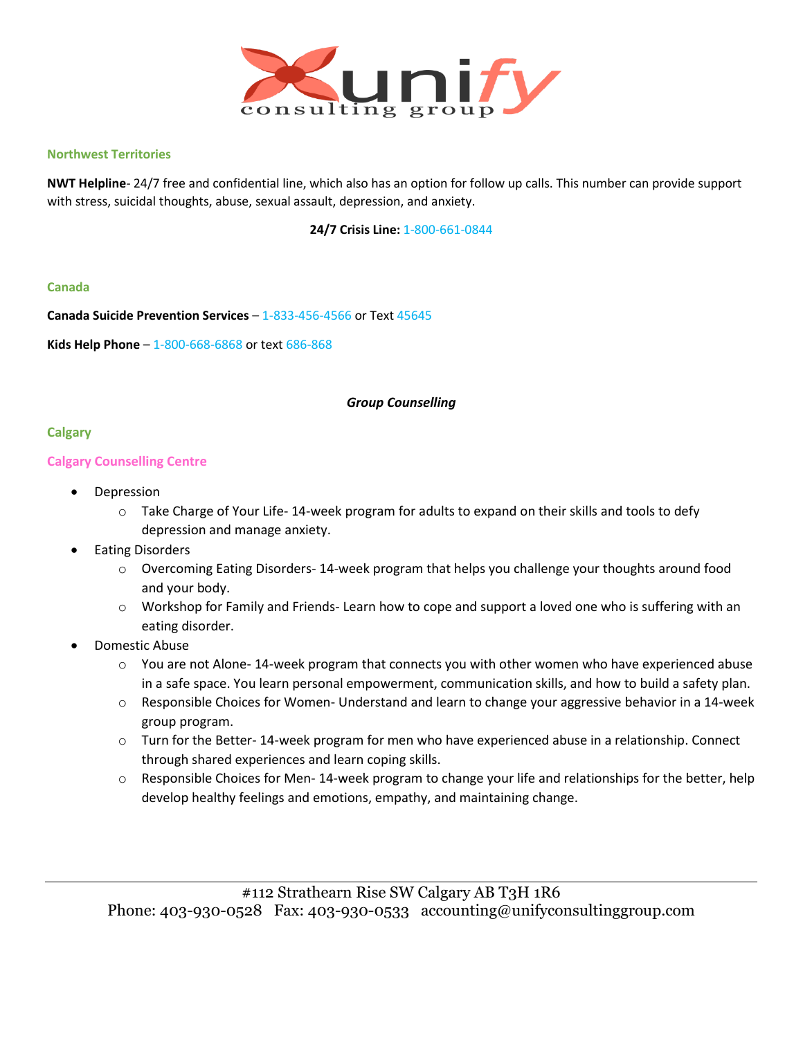### Northwest Territories

**NWT Helpline**- 24/7 free and confidential line, which also has an option for follow up calls. This number can provide support with stress, suicidal thoughts, abuse, sexual assault, depression, and anxiety.

**24/7 Crisis Line:** 1-800-661-0844

### Canada

**Canada Suicide Prevention Services** – 1-833-456-4566 or Text 45645

**Kids Help Phone** – 1-800-668-6868 or text 686-868

***Group Counselling***

### Calgary

#### Calgary Counselling Centre

- Depression
  - Take Charge of Your Life- 14-week program for adults to expand on their skills and tools to defy depression and manage anxiety.
- Eating Disorders
  - Overcoming Eating Disorders- 14-week program that helps you challenge your thoughts around food and your body.
  - Workshop for Family and Friends- Learn how to cope and support a loved one who is suffering with an eating disorder.
- Domestic Abuse
  - You are not Alone- 14-week program that connects you with other women who have experienced abuse in a safe space. You learn personal empowerment, communication skills, and how to build a safety plan.
  - Responsible Choices for Women- Understand and learn to change your aggressive behavior in a 14-week group program.
  - Turn for the Better- 14-week program for men who have experienced abuse in a relationship. Connect through shared experiences and learn coping skills.
  - Responsible Choices for Men- 14-week program to change your life and relationships for the better, help develop healthy feelings and emotions, empathy, and maintaining change.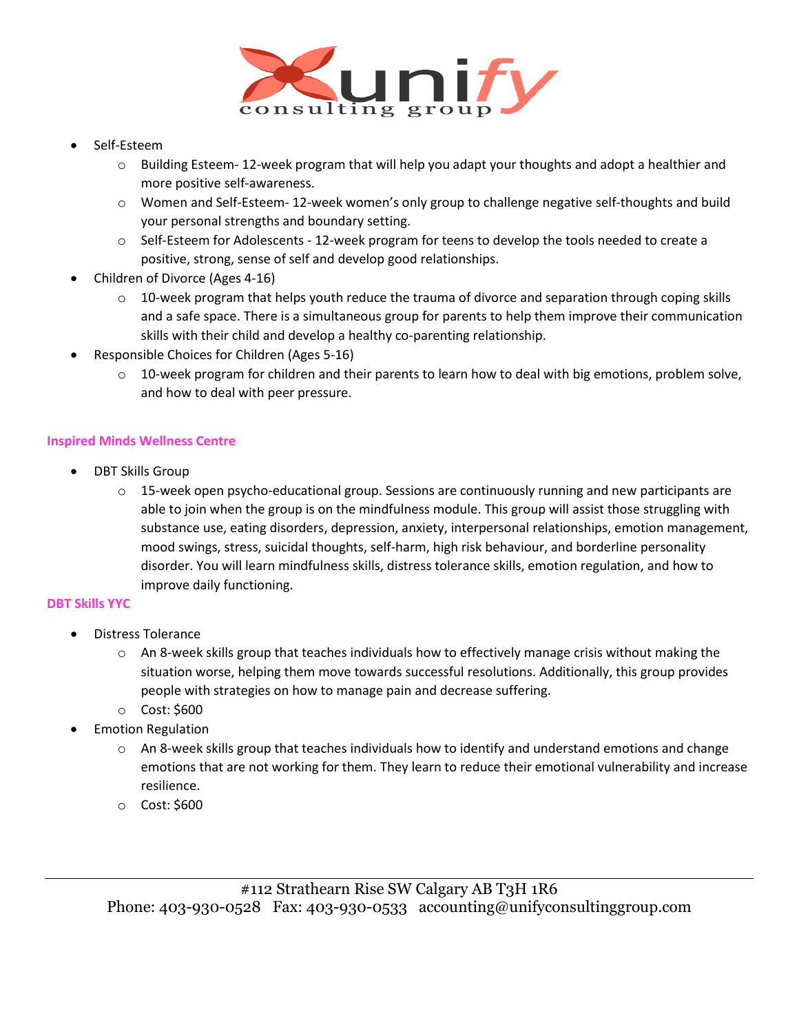- Self-Esteem
  - Building Esteem- 12-week program that will help you adapt your thoughts and adopt a healthier and more positive self-awareness.
  - Women and Self-Esteem- 12-week women's only group to challenge negative self-thoughts and build your personal strengths and boundary setting.
  - Self-Esteem for Adolescents - 12-week program for teens to develop the tools needed to create a positive, strong, sense of self and develop good relationships.
- Children of Divorce (Ages 4-16)
  - 10-week program that helps youth reduce the trauma of divorce and separation through coping skills and a safe space. There is a simultaneous group for parents to help them improve their communication skills with their child and develop a healthy co-parenting relationship.
- Responsible Choices for Children (Ages 5-16)
  - 10-week program for children and their parents to learn how to deal with big emotions, problem solve, and how to deal with peer pressure.

**Inspired Minds Wellness Centre**

- DBT Skills Group
  - 15-week open psycho-educational group. Sessions are continuously running and new participants are able to join when the group is on the mindfulness module. This group will assist those struggling with substance use, eating disorders, depression, anxiety, interpersonal relationships, emotion management, mood swings, stress, suicidal thoughts, self-harm, high risk behaviour, and borderline personality disorder. You will learn mindfulness skills, distress tolerance skills, emotion regulation, and how to improve daily functioning.

**DBT Skills YYC**

- Distress Tolerance
  - An 8-week skills group that teaches individuals how to effectively manage crisis without making the situation worse, helping them move towards successful resolutions. Additionally, this group provides people with strategies on how to manage pain and decrease suffering.
  - Cost: $600
- Emotion Regulation
  - An 8-week skills group that teaches individuals how to identify and understand emotions and change emotions that are not working for them. They learn to reduce their emotional vulnerability and increase resilience.
  - Cost: $600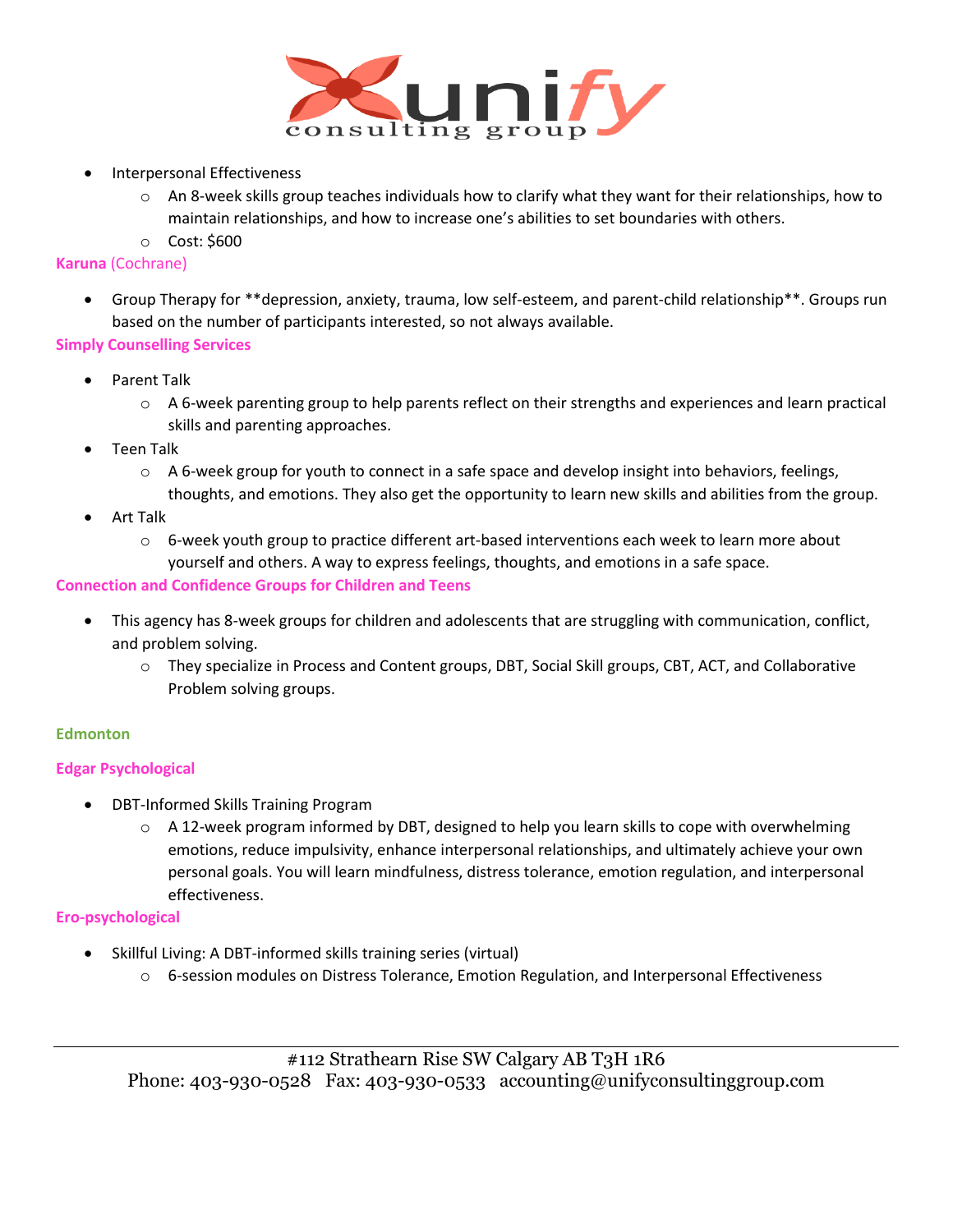- Interpersonal Effectiveness
  - An 8-week skills group teaches individuals how to clarify what they want for their relationships, how to maintain relationships, and how to increase one's abilities to set boundaries with others.
  - Cost: $600

**Karuna** (Cochrane)

- Group Therapy for **depression, anxiety, trauma, low self-esteem, and parent-child relationship**. Groups run based on the number of participants interested, so not always available.

**Simply Counselling Services**

- Parent Talk
  - A 6-week parenting group to help parents reflect on their strengths and experiences and learn practical skills and parenting approaches.
- Teen Talk
  - A 6-week group for youth to connect in a safe space and develop insight into behaviors, feelings, thoughts, and emotions. They also get the opportunity to learn new skills and abilities from the group.
- Art Talk
  - 6-week youth group to practice different art-based interventions each week to learn more about yourself and others. A way to express feelings, thoughts, and emotions in a safe space.

**Connection and Confidence Groups for Children and Teens**

- This agency has 8-week groups for children and adolescents that are struggling with communication, conflict, and problem solving.
  - They specialize in Process and Content groups, DBT, Social Skill groups, CBT, ACT, and Collaborative Problem solving groups.

## Edmonton

**Edgar Psychological**

- DBT-Informed Skills Training Program
  - A 12-week program informed by DBT, designed to help you learn skills to cope with overwhelming emotions, reduce impulsivity, enhance interpersonal relationships, and ultimately achieve your own personal goals. You will learn mindfulness, distress tolerance, emotion regulation, and interpersonal effectiveness.

**Ero-psychological**

- Skillful Living: A DBT-informed skills training series (virtual)
  - 6-session modules on Distress Tolerance, Emotion Regulation, and Interpersonal Effectiveness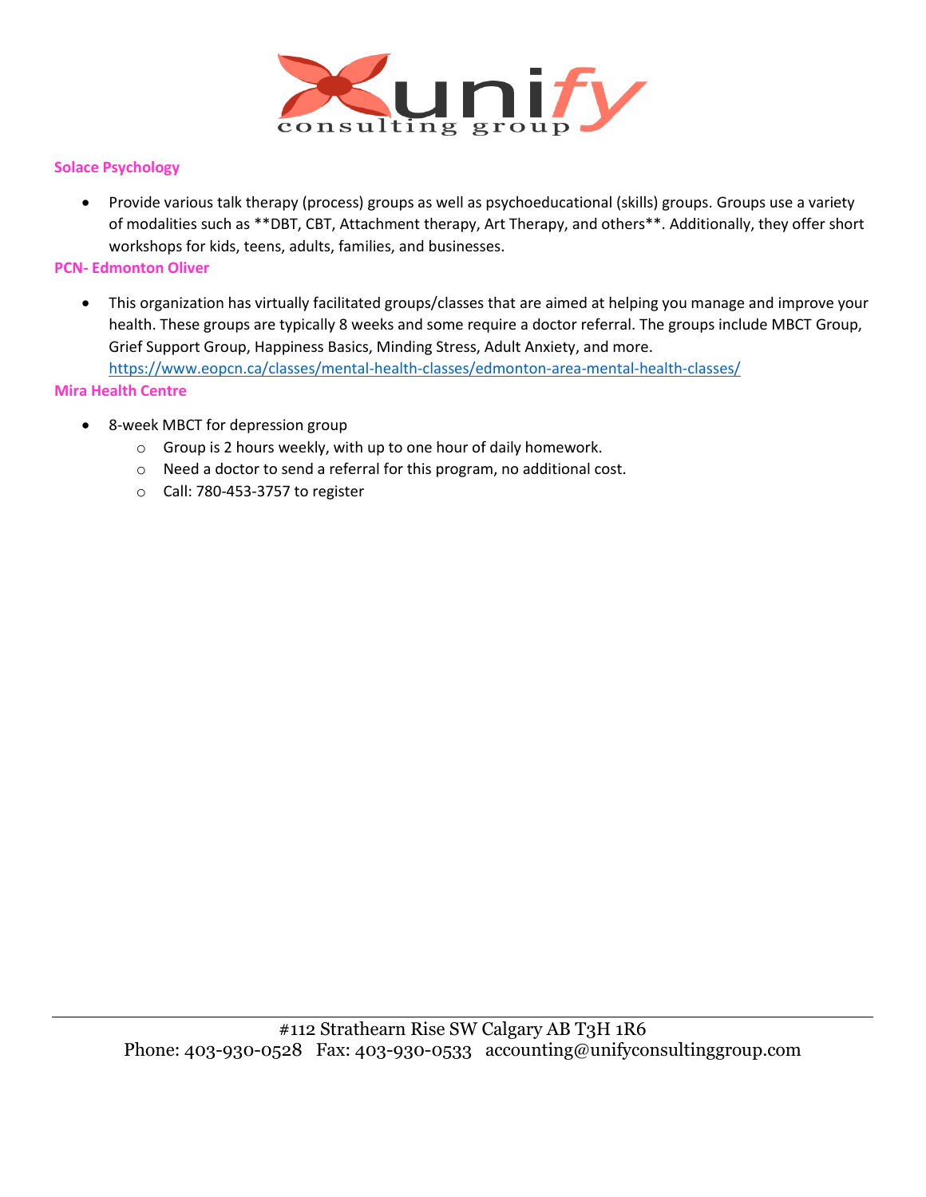**Solace Psychology**

- Provide various talk therapy (process) groups as well as psychoeducational (skills) groups. Groups use a variety of modalities such as **DBT, CBT, Attachment therapy, Art Therapy, and others**. Additionally, they offer short workshops for kids, teens, adults, families, and businesses.

**PCN- Edmonton Oliver**

- This organization has virtually facilitated groups/classes that are aimed at helping you manage and improve your health. These groups are typically 8 weeks and some require a doctor referral. The groups include MBCT Group, Grief Support Group, Happiness Basics, Minding Stress, Adult Anxiety, and more. https://www.eopcn.ca/classes/mental-health-classes/edmonton-area-mental-health-classes/

**Mira Health Centre**

- 8-week MBCT for depression group
  - Group is 2 hours weekly, with up to one hour of daily homework.
  - Need a doctor to send a referral for this program, no additional cost.
  - Call: 780-453-3757 to register